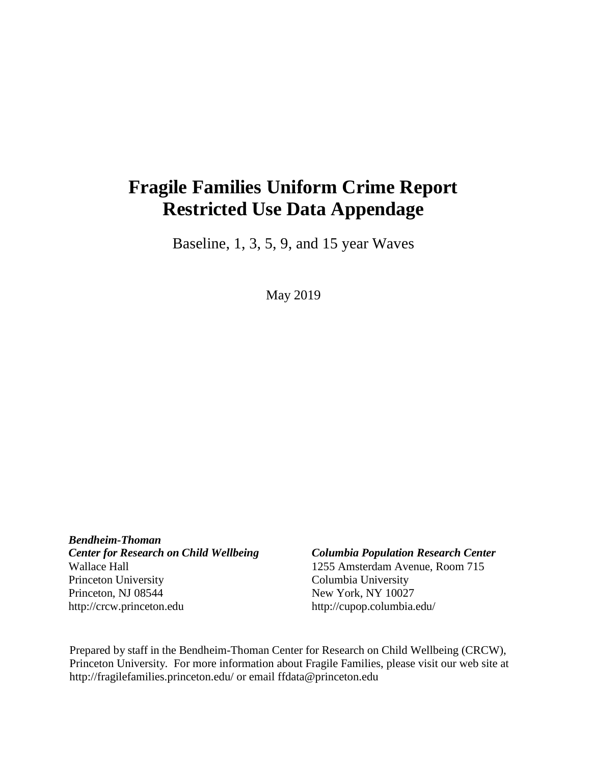# Fragile Families Uniform Crime Report Restricted Use Data Appendage

Baseline, 1, 3, 5, 9, and 15 year Waves

May 2019

***Bendheim-Thoman***
***Center for Research on Child Wellbeing***
Wallace Hall
Princeton University
Princeton, NJ 08544
http://crcw.princeton.edu

***Columbia Population Research Center***
1255 Amsterdam Avenue, Room 715
Columbia University
New York, NY 10027
http://cupop.columbia.edu/

Prepared by staff in the Bendheim-Thoman Center for Research on Child Wellbeing (CRCW), Princeton University. For more information about Fragile Families, please visit our web site at http://fragilefamilies.princeton.edu/ or email ffdata@princeton.edu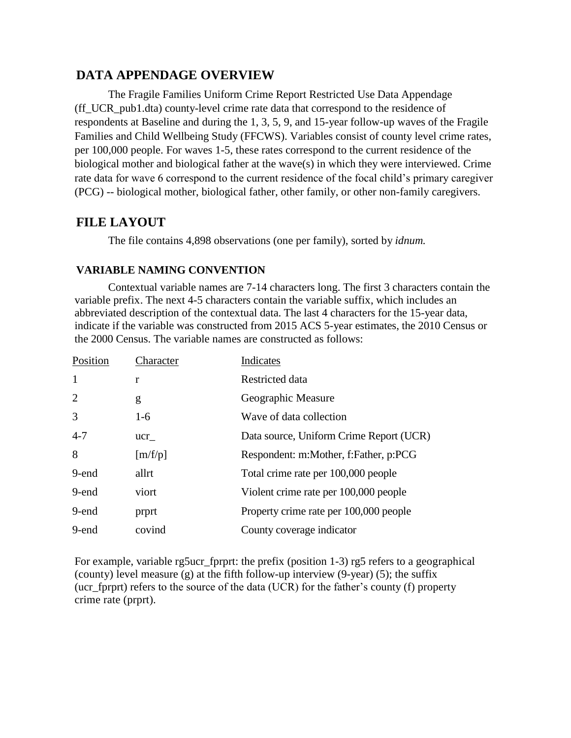## DATA APPENDAGE OVERVIEW

The Fragile Families Uniform Crime Report Restricted Use Data Appendage (ff_UCR_pub1.dta) county-level crime rate data that correspond to the residence of respondents at Baseline and during the 1, 3, 5, 9, and 15-year follow-up waves of the Fragile Families and Child Wellbeing Study (FFCWS). Variables consist of county level crime rates, per 100,000 people. For waves 1-5, these rates correspond to the current residence of the biological mother and biological father at the wave(s) in which they were interviewed. Crime rate data for wave 6 correspond to the current residence of the focal child's primary caregiver (PCG) -- biological mother, biological father, other family, or other non-family caregivers.

## FILE LAYOUT

The file contains 4,898 observations (one per family), sorted by *idnum.*

### VARIABLE NAMING CONVENTION

Contextual variable names are 7-14 characters long. The first 3 characters contain the variable prefix. The next 4-5 characters contain the variable suffix, which includes an abbreviated description of the contextual data. The last 4 characters for the 15-year data, indicate if the variable was constructed from 2015 ACS 5-year estimates, the 2010 Census or the 2000 Census. The variable names are constructed as follows:

| Position | Character | Indicates |
|---|---|---|
| 1 | r | Restricted data |
| 2 | g | Geographic Measure |
| 3 | 1-6 | Wave of data collection |
| 4-7 | ucr_ | Data source, Uniform Crime Report (UCR) |
| 8 | [m/f/p] | Respondent: m:Mother, f:Father, p:PCG |
| 9-end | allrt | Total crime rate per 100,000 people |
| 9-end | viort | Violent crime rate per 100,000 people |
| 9-end | prprt | Property crime rate per 100,000 people |
| 9-end | covind | County coverage indicator |

For example, variable rg5ucr_fprprt: the prefix (position 1-3) rg5 refers to a geographical (county) level measure (g) at the fifth follow-up interview (9-year) (5); the suffix (ucr_fprprt) refers to the source of the data (UCR) for the father's county (f) property crime rate (prprt).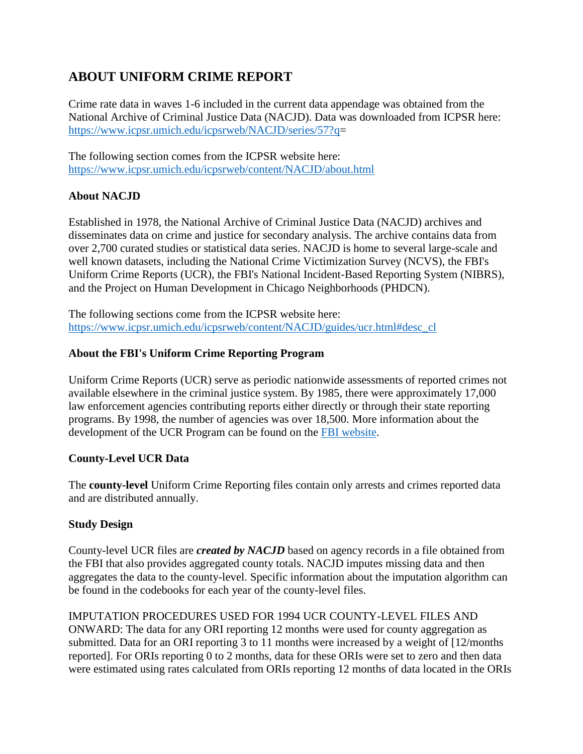## ABOUT UNIFORM CRIME REPORT

Crime rate data in waves 1-6 included in the current data appendage was obtained from the National Archive of Criminal Justice Data (NACJD). Data was downloaded from ICPSR here: [https://www.icpsr.umich.edu/icpsrweb/NACJD/series/57?q](https://www.icpsr.umich.edu/icpsrweb/NACJD/series/57?q)=

The following section comes from the ICPSR website here: [https://www.icpsr.umich.edu/icpsrweb/content/NACJD/about.html](https://www.icpsr.umich.edu/icpsrweb/content/NACJD/about.html)

### About NACJD

Established in 1978, the National Archive of Criminal Justice Data (NACJD) archives and disseminates data on crime and justice for secondary analysis. The archive contains data from over 2,700 curated studies or statistical data series. NACJD is home to several large-scale and well known datasets, including the National Crime Victimization Survey (NCVS), the FBI's Uniform Crime Reports (UCR), the FBI's National Incident-Based Reporting System (NIBRS), and the Project on Human Development in Chicago Neighborhoods (PHDCN).

The following sections come from the ICPSR website here: [https://www.icpsr.umich.edu/icpsrweb/content/NACJD/guides/ucr.html#desc_cl](https://www.icpsr.umich.edu/icpsrweb/content/NACJD/guides/ucr.html#desc_cl)

### About the FBI's Uniform Crime Reporting Program

Uniform Crime Reports (UCR) serve as periodic nationwide assessments of reported crimes not available elsewhere in the criminal justice system. By 1985, there were approximately 17,000 law enforcement agencies contributing reports either directly or through their state reporting programs. By 1998, the number of agencies was over 18,500. More information about the development of the UCR Program can be found on the FBI website.

### County-Level UCR Data

The **county-level** Uniform Crime Reporting files contain only arrests and crimes reported data and are distributed annually.

### Study Design

County-level UCR files are ***created by NACJD*** based on agency records in a file obtained from the FBI that also provides aggregated county totals. NACJD imputes missing data and then aggregates the data to the county-level. Specific information about the imputation algorithm can be found in the codebooks for each year of the county-level files.

IMPUTATION PROCEDURES USED FOR 1994 UCR COUNTY-LEVEL FILES AND ONWARD: The data for any ORI reporting 12 months were used for county aggregation as submitted. Data for an ORI reporting 3 to 11 months were increased by a weight of [12/months reported]. For ORIs reporting 0 to 2 months, data for these ORIs were set to zero and then data were estimated using rates calculated from ORIs reporting 12 months of data located in the ORIs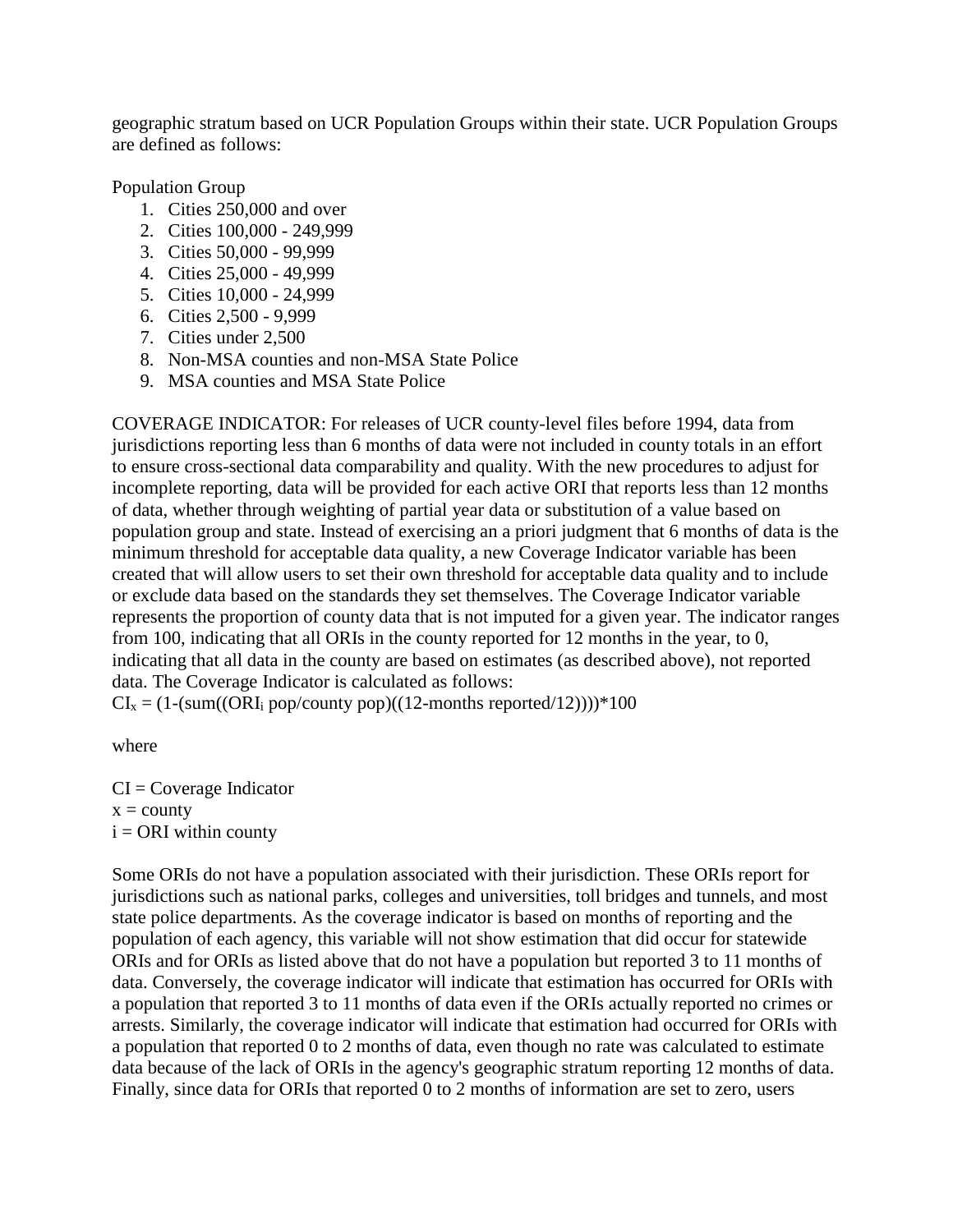geographic stratum based on UCR Population Groups within their state. UCR Population Groups are defined as follows:

Population Group

1. Cities 250,000 and over
2. Cities 100,000 - 249,999
3. Cities 50,000 - 99,999
4. Cities 25,000 - 49,999
5. Cities 10,000 - 24,999
6. Cities 2,500 - 9,999
7. Cities under 2,500
8. Non-MSA counties and non-MSA State Police
9. MSA counties and MSA State Police

COVERAGE INDICATOR: For releases of UCR county-level files before 1994, data from jurisdictions reporting less than 6 months of data were not included in county totals in an effort to ensure cross-sectional data comparability and quality. With the new procedures to adjust for incomplete reporting, data will be provided for each active ORI that reports less than 12 months of data, whether through weighting of partial year data or substitution of a value based on population group and state. Instead of exercising an a priori judgment that 6 months of data is the minimum threshold for acceptable data quality, a new Coverage Indicator variable has been created that will allow users to set their own threshold for acceptable data quality and to include or exclude data based on the standards they set themselves. The Coverage Indicator variable represents the proportion of county data that is not imputed for a given year. The indicator ranges from 100, indicating that all ORIs in the county reported for 12 months in the year, to 0, indicating that all data in the county are based on estimates (as described above), not reported data. The Coverage Indicator is calculated as follows:

$CI_x = (1-(sum((ORI_i\ pop/county\ pop)((12-months\ reported/12))))*100$

where

CI = Coverage Indicator
x = county
i = ORI within county

Some ORIs do not have a population associated with their jurisdiction. These ORIs report for jurisdictions such as national parks, colleges and universities, toll bridges and tunnels, and most state police departments. As the coverage indicator is based on months of reporting and the population of each agency, this variable will not show estimation that did occur for statewide ORIs and for ORIs as listed above that do not have a population but reported 3 to 11 months of data. Conversely, the coverage indicator will indicate that estimation has occurred for ORIs with a population that reported 3 to 11 months of data even if the ORIs actually reported no crimes or arrests. Similarly, the coverage indicator will indicate that estimation had occurred for ORIs with a population that reported 0 to 2 months of data, even though no rate was calculated to estimate data because of the lack of ORIs in the agency's geographic stratum reporting 12 months of data. Finally, since data for ORIs that reported 0 to 2 months of information are set to zero, users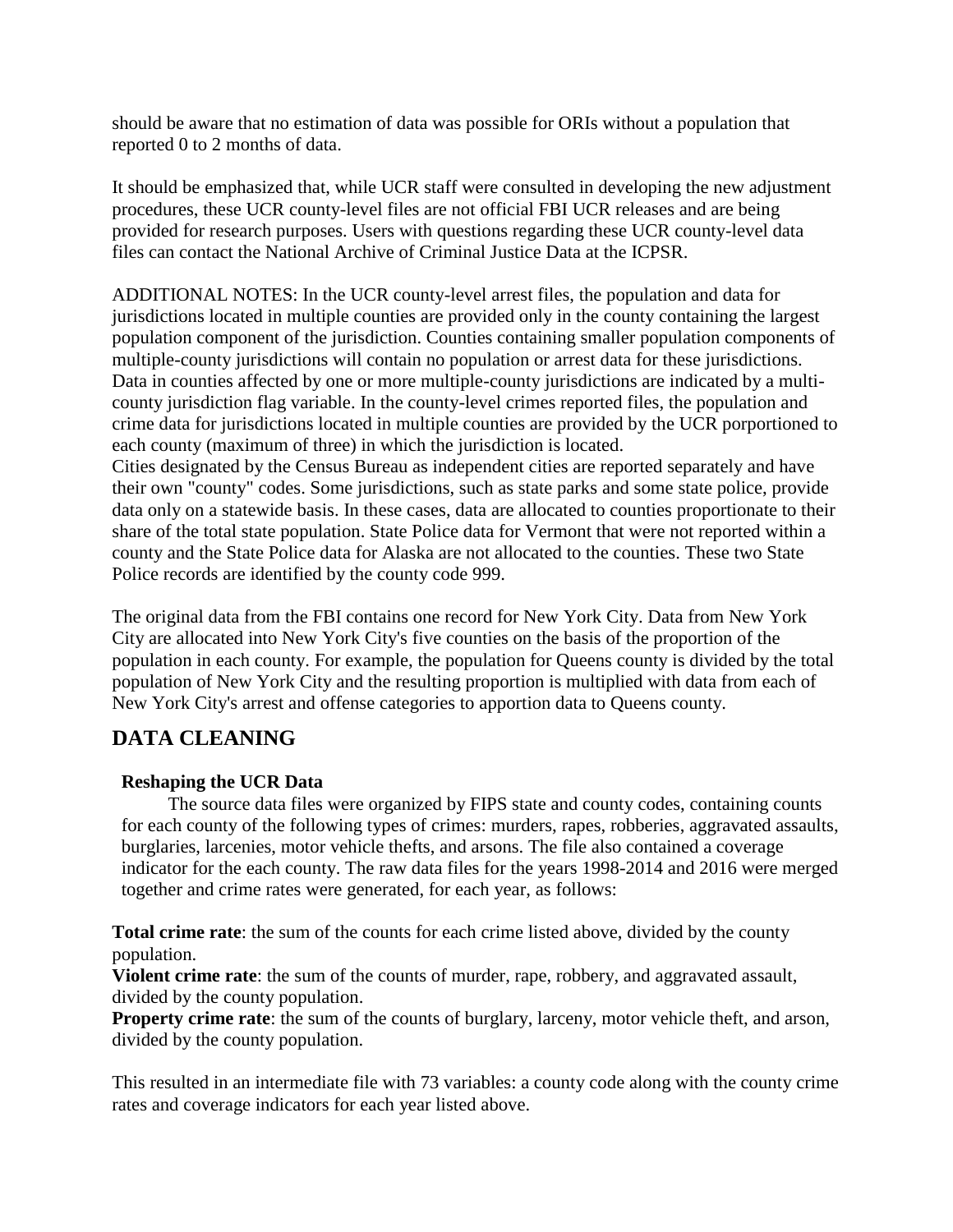should be aware that no estimation of data was possible for ORIs without a population that reported 0 to 2 months of data.

It should be emphasized that, while UCR staff were consulted in developing the new adjustment procedures, these UCR county-level files are not official FBI UCR releases and are being provided for research purposes. Users with questions regarding these UCR county-level data files can contact the National Archive of Criminal Justice Data at the ICPSR.

ADDITIONAL NOTES: In the UCR county-level arrest files, the population and data for jurisdictions located in multiple counties are provided only in the county containing the largest population component of the jurisdiction. Counties containing smaller population components of multiple-county jurisdictions will contain no population or arrest data for these jurisdictions. Data in counties affected by one or more multiple-county jurisdictions are indicated by a multi-county jurisdiction flag variable. In the county-level crimes reported files, the population and crime data for jurisdictions located in multiple counties are provided by the UCR porportioned to each county (maximum of three) in which the jurisdiction is located.
Cities designated by the Census Bureau as independent cities are reported separately and have their own "county" codes. Some jurisdictions, such as state parks and some state police, provide data only on a statewide basis. In these cases, data are allocated to counties proportionate to their share of the total state population. State Police data for Vermont that were not reported within a county and the State Police data for Alaska are not allocated to the counties. These two State Police records are identified by the county code 999.

The original data from the FBI contains one record for New York City. Data from New York City are allocated into New York City's five counties on the basis of the proportion of the population in each county. For example, the population for Queens county is divided by the total population of New York City and the resulting proportion is multiplied with data from each of New York City's arrest and offense categories to apportion data to Queens county.

## DATA CLEANING

### Reshaping the UCR Data

The source data files were organized by FIPS state and county codes, containing counts for each county of the following types of crimes: murders, rapes, robberies, aggravated assaults, burglaries, larcenies, motor vehicle thefts, and arsons. The file also contained a coverage indicator for the each county. The raw data files for the years 1998-2014 and 2016 were merged together and crime rates were generated, for each year, as follows:

**Total crime rate**: the sum of the counts for each crime listed above, divided by the county population.
**Violent crime rate**: the sum of the counts of murder, rape, robbery, and aggravated assault, divided by the county population.
**Property crime rate**: the sum of the counts of burglary, larceny, motor vehicle theft, and arson, divided by the county population.

This resulted in an intermediate file with 73 variables: a county code along with the county crime rates and coverage indicators for each year listed above.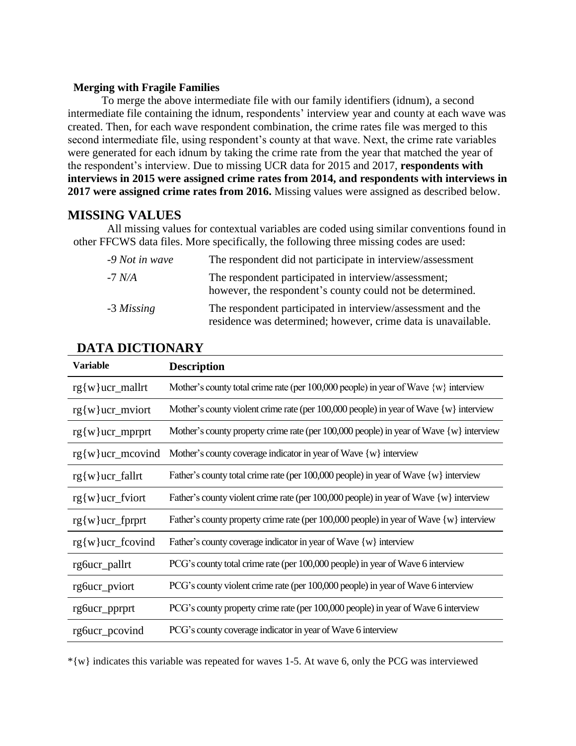**Merging with Fragile Families**

To merge the above intermediate file with our family identifiers (idnum), a second intermediate file containing the idnum, respondents' interview year and county at each wave was created. Then, for each wave respondent combination, the crime rates file was merged to this second intermediate file, using respondent's county at that wave. Next, the crime rate variables were generated for each idnum by taking the crime rate from the year that matched the year of the respondent's interview. Due to missing UCR data for 2015 and 2017, **respondents with interviews in 2015 were assigned crime rates from 2014, and respondents with interviews in 2017 were assigned crime rates from 2016.** Missing values were assigned as described below.

## MISSING VALUES

All missing values for contextual variables are coded using similar conventions found in other FFCWS data files. More specifically, the following three missing codes are used:

| | |
|---|---|
| *-9 Not in wave* | The respondent did not participate in interview/assessment |
| -7 *N/A* | The respondent participated in interview/assessment; however, the respondent's county could not be determined. |
| -3 *Missing* | The respondent participated in interview/assessment and the residence was determined; however, crime data is unavailable. |

## DATA DICTIONARY

| Variable | Description |
|---|---|
| rg{w}ucr_mallrt | Mother's county total crime rate (per 100,000 people) in year of Wave {w} interview |
| rg{w}ucr_mviort | Mother's county violent crime rate (per 100,000 people) in year of Wave {w} interview |
| rg{w}ucr_mprprt | Mother's county property crime rate (per 100,000 people) in year of Wave {w} interview |
| rg{w}ucr_mcovind | Mother's county coverage indicator in year of Wave {w} interview |
| rg{w}ucr_fallrt | Father's county total crime rate (per 100,000 people) in year of Wave {w} interview |
| rg{w}ucr_fviort | Father's county violent crime rate (per 100,000 people) in year of Wave {w} interview |
| rg{w}ucr_fprprt | Father's county property crime rate (per 100,000 people) in year of Wave {w} interview |
| rg{w}ucr_fcovind | Father's county coverage indicator in year of Wave {w} interview |
| rg6ucr_pallrt | PCG's county total crime rate (per 100,000 people) in year of Wave 6 interview |
| rg6ucr_pviort | PCG's county violent crime rate (per 100,000 people) in year of Wave 6 interview |
| rg6ucr_pprprt | PCG's county property crime rate (per 100,000 people) in year of Wave 6 interview |
| rg6ucr_pcovind | PCG's county coverage indicator in year of Wave 6 interview |

*{w} indicates this variable was repeated for waves 1-5. At wave 6, only the PCG was interviewed